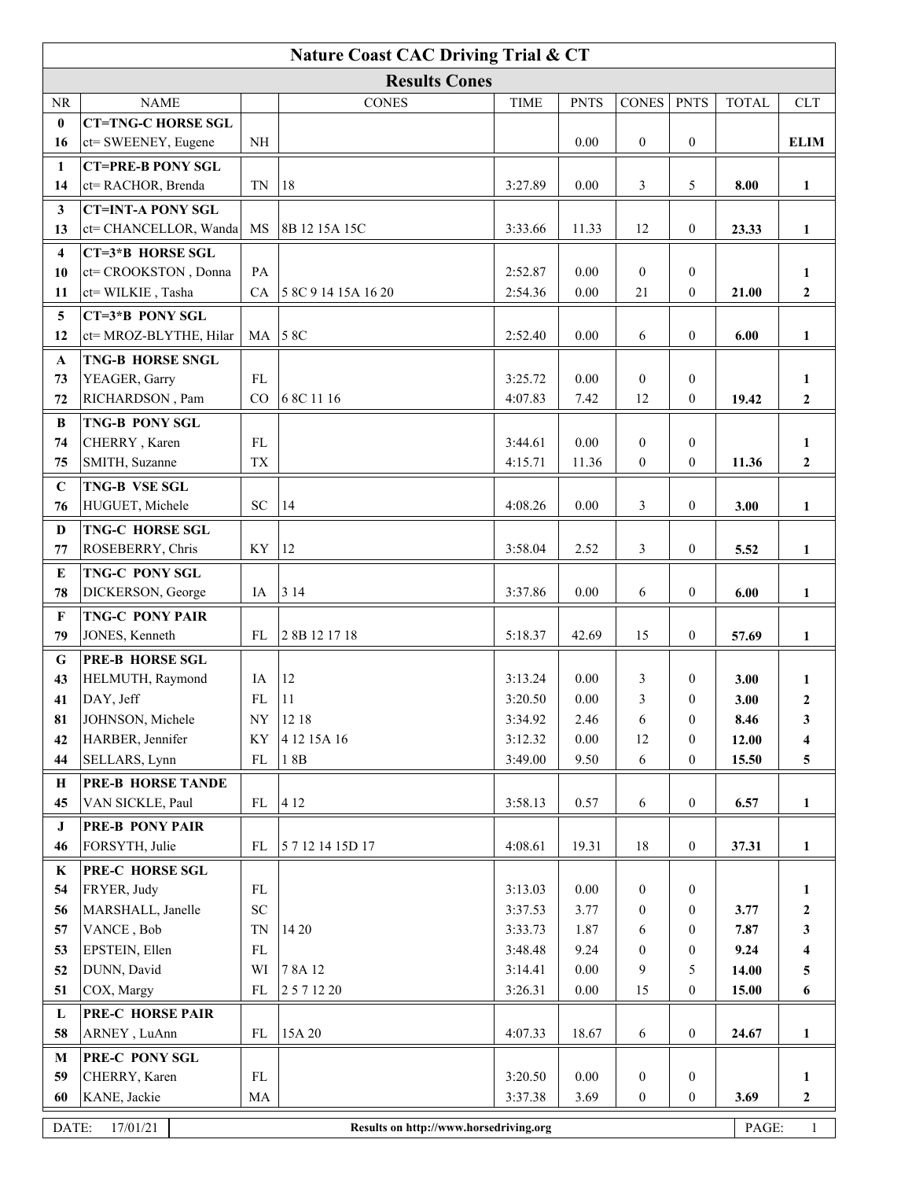# Nature Coast CAC Driving Trial & CT

## Results Cones

| NR | NAME | | CONES | TIME | PNTS | CONES | PNTS | TOTAL | CLT |
|---|---|---|---|---|---|---|---|---|---|
| **0** | **CT=TNG-C HORSE SGL** | | | | | | | | |
| **16** | ct= SWEENEY, Eugene | NH | | | 0.00 | 0 | 0 | | **ELIM** |
| **1** | **CT=PRE-B PONY SGL** | | | | | | | | |
| **14** | ct= RACHOR, Brenda | TN | 18 | 3:27.89 | 0.00 | 3 | 5 | **8.00** | **1** |
| **3** | **CT=INT-A PONY SGL** | | | | | | | | |
| **13** | ct= CHANCELLOR, Wanda | MS | 8B 12 15A 15C | 3:33.66 | 11.33 | 12 | 0 | **23.33** | **1** |
| **4** | **CT=3*B HORSE SGL** | | | | | | | | |
| **10** | ct= CROOKSTON , Donna | PA | | 2:52.87 | 0.00 | 0 | 0 | | **1** |
| **11** | ct= WILKIE , Tasha | CA | 5 8C 9 14 15A 16 20 | 2:54.36 | 0.00 | 21 | 0 | **21.00** | **2** |
| **5** | **CT=3*B PONY SGL** | | | | | | | | |
| **12** | ct= MROZ-BLYTHE, Hilar | MA | 5 8C | 2:52.40 | 0.00 | 6 | 0 | **6.00** | **1** |
| **A** | **TNG-B HORSE SNGL** | | | | | | | | |
| **73** | YEAGER, Garry | FL | | 3:25.72 | 0.00 | 0 | 0 | | **1** |
| **72** | RICHARDSON , Pam | CO | 6 8C 11 16 | 4:07.83 | 7.42 | 12 | 0 | **19.42** | **2** |
| **B** | **TNG-B PONY SGL** | | | | | | | | |
| **74** | CHERRY , Karen | FL | | 3:44.61 | 0.00 | 0 | 0 | | **1** |
| **75** | SMITH, Suzanne | TX | | 4:15.71 | 11.36 | 0 | 0 | **11.36** | **2** |
| **C** | **TNG-B VSE SGL** | | | | | | | | |
| **76** | HUGUET, Michele | SC | 14 | 4:08.26 | 0.00 | 3 | 0 | **3.00** | **1** |
| **D** | **TNG-C HORSE SGL** | | | | | | | | |
| **77** | ROSEBERRY, Chris | KY | 12 | 3:58.04 | 2.52 | 3 | 0 | **5.52** | **1** |
| **E** | **TNG-C PONY SGL** | | | | | | | | |
| **78** | DICKERSON, George | IA | 3 14 | 3:37.86 | 0.00 | 6 | 0 | **6.00** | **1** |
| **F** | **TNG-C PONY PAIR** | | | | | | | | |
| **79** | JONES, Kenneth | FL | 2 8B 12 17 18 | 5:18.37 | 42.69 | 15 | 0 | **57.69** | **1** |
| **G** | **PRE-B HORSE SGL** | | | | | | | | |
| **43** | HELMUTH, Raymond | IA | 12 | 3:13.24 | 0.00 | 3 | 0 | **3.00** | **1** |
| **41** | DAY, Jeff | FL | 11 | 3:20.50 | 0.00 | 3 | 0 | **3.00** | **2** |
| **81** | JOHNSON, Michele | NY | 12 18 | 3:34.92 | 2.46 | 6 | 0 | **8.46** | **3** |
| **42** | HARBER, Jennifer | KY | 4 12 15A 16 | 3:12.32 | 0.00 | 12 | 0 | **12.00** | **4** |
| **44** | SELLARS, Lynn | FL | 1 8B | 3:49.00 | 9.50 | 6 | 0 | **15.50** | **5** |
| **H** | **PRE-B HORSE TANDE** | | | | | | | | |
| **45** | VAN SICKLE, Paul | FL | 4 12 | 3:58.13 | 0.57 | 6 | 0 | **6.57** | **1** |
| **J** | **PRE-B PONY PAIR** | | | | | | | | |
| **46** | FORSYTH, Julie | FL | 5 7 12 14 15D 17 | 4:08.61 | 19.31 | 18 | 0 | **37.31** | **1** |
| **K** | **PRE-C HORSE SGL** | | | | | | | | |
| **54** | FRYER, Judy | FL | | 3:13.03 | 0.00 | 0 | 0 | | **1** |
| **56** | MARSHALL, Janelle | SC | | 3:37.53 | 3.77 | 0 | 0 | **3.77** | **2** |
| **57** | VANCE , Bob | TN | 14 20 | 3:33.73 | 1.87 | 6 | 0 | **7.87** | **3** |
| **53** | EPSTEIN, Ellen | FL | | 3:48.48 | 9.24 | 0 | 0 | **9.24** | **4** |
| **52** | DUNN, David | WI | 7 8A 12 | 3:14.41 | 0.00 | 9 | 5 | **14.00** | **5** |
| **51** | COX, Margy | FL | 2 5 7 12 20 | 3:26.31 | 0.00 | 15 | 0 | **15.00** | **6** |
| **L** | **PRE-C HORSE PAIR** | | | | | | | | |
| **58** | ARNEY , LuAnn | FL | 15A 20 | 4:07.33 | 18.67 | 6 | 0 | **24.67** | **1** |
| **M** | **PRE-C PONY SGL** | | | | | | | | |
| **59** | CHERRY, Karen | FL | | 3:20.50 | 0.00 | 0 | 0 | | **1** |
| **60** | KANE, Jackie | MA | | 3:37.38 | 3.69 | 0 | 0 | **3.69** | **2** |

DATE: 17/01/21 | **Results on http://www.horsedriving.org**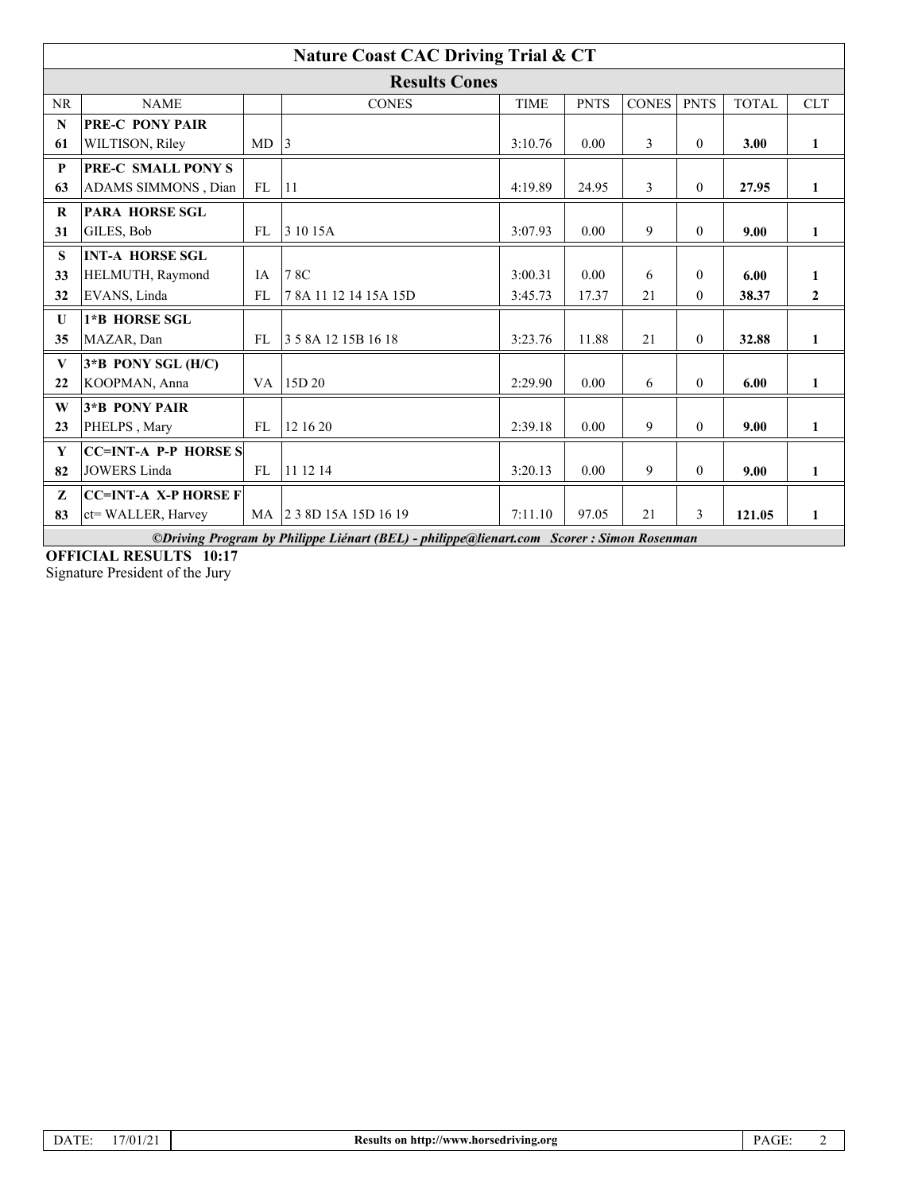# Nature Coast CAC Driving Trial & CT

## Results Cones

| NR | NAME | | CONES | TIME | PNTS | CONES | PNTS | TOTAL | CLT |
|---|---|---|---|---|---|---|---|---|---|
| **N** | **PRE-C PONY PAIR** | | | | | | | | |
| **61** | WILTISON, Riley | MD | 3 | 3:10.76 | 0.00 | 3 | 0 | **3.00** | **1** |
| **P** | **PRE-C SMALL PONY S** | | | | | | | | |
| **63** | ADAMS SIMMONS , Dian | FL | 11 | 4:19.89 | 24.95 | 3 | 0 | **27.95** | **1** |
| **R** | **PARA HORSE SGL** | | | | | | | | |
| **31** | GILES, Bob | FL | 3 10 15A | 3:07.93 | 0.00 | 9 | 0 | **9.00** | **1** |
| **S** | **INT-A HORSE SGL** | | | | | | | | |
| **33** | HELMUTH, Raymond | IA | 7 8C | 3:00.31 | 0.00 | 6 | 0 | **6.00** | **1** |
| **32** | EVANS, Linda | FL | 7 8A 11 12 14 15A 15D | 3:45.73 | 17.37 | 21 | 0 | **38.37** | **2** |
| **U** | **1*B HORSE SGL** | | | | | | | | |
| **35** | MAZAR, Dan | FL | 3 5 8A 12 15B 16 18 | 3:23.76 | 11.88 | 21 | 0 | **32.88** | **1** |
| **V** | **3*B PONY SGL (H/C)** | | | | | | | | |
| **22** | KOOPMAN, Anna | VA | 15D 20 | 2:29.90 | 0.00 | 6 | 0 | **6.00** | **1** |
| **W** | **3*B PONY PAIR** | | | | | | | | |
| **23** | PHELPS , Mary | FL | 12 16 20 | 2:39.18 | 0.00 | 9 | 0 | **9.00** | **1** |
| **Y** | **CC=INT-A P-P HORSE S** | | | | | | | | |
| **82** | JOWERS Linda | FL | 11 12 14 | 3:20.13 | 0.00 | 9 | 0 | **9.00** | **1** |
| **Z** | **CC=INT-A X-P HORSE F** | | | | | | | | |
| **83** | ct= WALLER, Harvey | MA | 2 3 8D 15A 15D 16 19 | 7:11.10 | 97.05 | 21 | 3 | **121.05** | **1** |

***©Driving Program by Philippe Liénart (BEL) - philippe@lienart.com Scorer : Simon Rosenman***

**OFFICIAL RESULTS 10:17**

Signature President of the Jury

DATE: 17/01/21 | **Results on http://www.horsedriving.org**